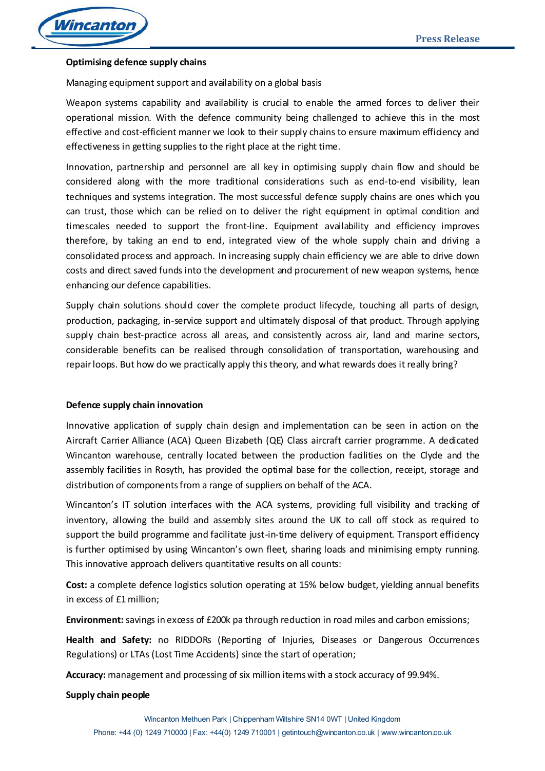**Optimising defence supply chains**

Managing equipment support and availability on a global basis

Weapon systems capability and availability is crucial to enable the armed forces to deliver their operational mission. With the defence community being challenged to achieve this in the most effective and cost-efficient manner we look to their supply chains to ensure maximum efficiency and effectiveness in getting supplies to the right place at the right time.

Innovation, partnership and personnel are all key in optimising supply chain flow and should be considered along with the more traditional considerations such as end-to-end visibility, lean techniques and systems integration. The most successful defence supply chains are ones which you can trust, those which can be relied on to deliver the right equipment in optimal condition and timescales needed to support the front-line. Equipment availability and efficiency improves therefore, by taking an end to end, integrated view of the whole supply chain and driving a consolidated process and approach. In increasing supply chain efficiency we are able to drive down costs and direct saved funds into the development and procurement of new weapon systems, hence enhancing our defence capabilities.

Supply chain solutions should cover the complete product lifecycle, touching all parts of design, production, packaging, in-service support and ultimately disposal of that product. Through applying supply chain best-practice across all areas, and consistently across air, land and marine sectors, considerable benefits can be realised through consolidation of transportation, warehousing and repair loops. But how do we practically apply this theory, and what rewards does it really bring?

**Defence supply chain innovation**

Innovative application of supply chain design and implementation can be seen in action on the Aircraft Carrier Alliance (ACA) Queen Elizabeth (QE) Class aircraft carrier programme. A dedicated Wincanton warehouse, centrally located between the production facilities on the Clyde and the assembly facilities in Rosyth, has provided the optimal base for the collection, receipt, storage and distribution of components from a range of suppliers on behalf of the ACA.

Wincanton's IT solution interfaces with the ACA systems, providing full visibility and tracking of inventory, allowing the build and assembly sites around the UK to call off stock as required to support the build programme and facilitate just-in-time delivery of equipment. Transport efficiency is further optimised by using Wincanton's own fleet, sharing loads and minimising empty running. This innovative approach delivers quantitative results on all counts:

**Cost:** a complete defence logistics solution operating at 15% below budget, yielding annual benefits in excess of £1 million;

**Environment:** savings in excess of £200k pa through reduction in road miles and carbon emissions;

**Health and Safety:** no RIDDORs (Reporting of Injuries, Diseases or Dangerous Occurrences Regulations) or LTAs (Lost Time Accidents) since the start of operation;

**Accuracy:** management and processing of six million items with a stock accuracy of 99.94%.

**Supply chain people**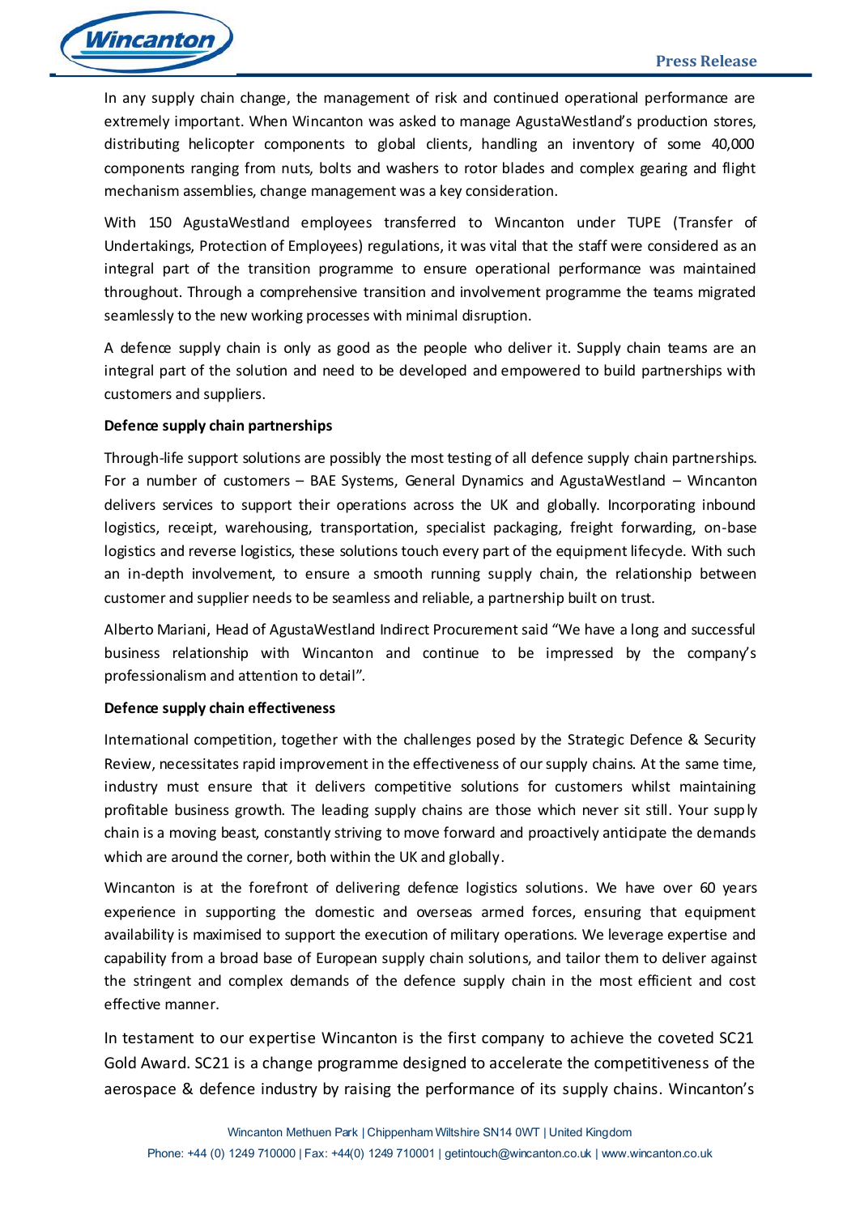In any supply chain change, the management of risk and continued operational performance are extremely important. When Wincanton was asked to manage AgustaWestland's production stores, distributing helicopter components to global clients, handling an inventory of some 40,000 components ranging from nuts, bolts and washers to rotor blades and complex gearing and flight mechanism assemblies, change management was a key consideration.

With 150 AgustaWestland employees transferred to Wincanton under TUPE (Transfer of Undertakings, Protection of Employees) regulations, it was vital that the staff were considered as an integral part of the transition programme to ensure operational performance was maintained throughout. Through a comprehensive transition and involvement programme the teams migrated seamlessly to the new working processes with minimal disruption.

A defence supply chain is only as good as the people who deliver it. Supply chain teams are an integral part of the solution and need to be developed and empowered to build partnerships with customers and suppliers.

**Defence supply chain partnerships**

Through-life support solutions are possibly the most testing of all defence supply chain partnerships. For a number of customers – BAE Systems, General Dynamics and AgustaWestland – Wincanton delivers services to support their operations across the UK and globally. Incorporating inbound logistics, receipt, warehousing, transportation, specialist packaging, freight forwarding, on-base logistics and reverse logistics, these solutions touch every part of the equipment lifecycle. With such an in-depth involvement, to ensure a smooth running supply chain, the relationship between customer and supplier needs to be seamless and reliable, a partnership built on trust.

Alberto Mariani, Head of AgustaWestland Indirect Procurement said "We have a long and successful business relationship with Wincanton and continue to be impressed by the company's professionalism and attention to detail".

**Defence supply chain effectiveness**

International competition, together with the challenges posed by the Strategic Defence & Security Review, necessitates rapid improvement in the effectiveness of our supply chains. At the same time, industry must ensure that it delivers competitive solutions for customers whilst maintaining profitable business growth. The leading supply chains are those which never sit still. Your supply chain is a moving beast, constantly striving to move forward and proactively anticipate the demands which are around the corner, both within the UK and globally.

Wincanton is at the forefront of delivering defence logistics solutions. We have over 60 years experience in supporting the domestic and overseas armed forces, ensuring that equipment availability is maximised to support the execution of military operations. We leverage expertise and capability from a broad base of European supply chain solutions, and tailor them to deliver against the stringent and complex demands of the defence supply chain in the most efficient and cost effective manner.

In testament to our expertise Wincanton is the first company to achieve the coveted SC21 Gold Award. SC21 is a change programme designed to accelerate the competitiveness of the aerospace & defence industry by raising the performance of its supply chains. Wincanton's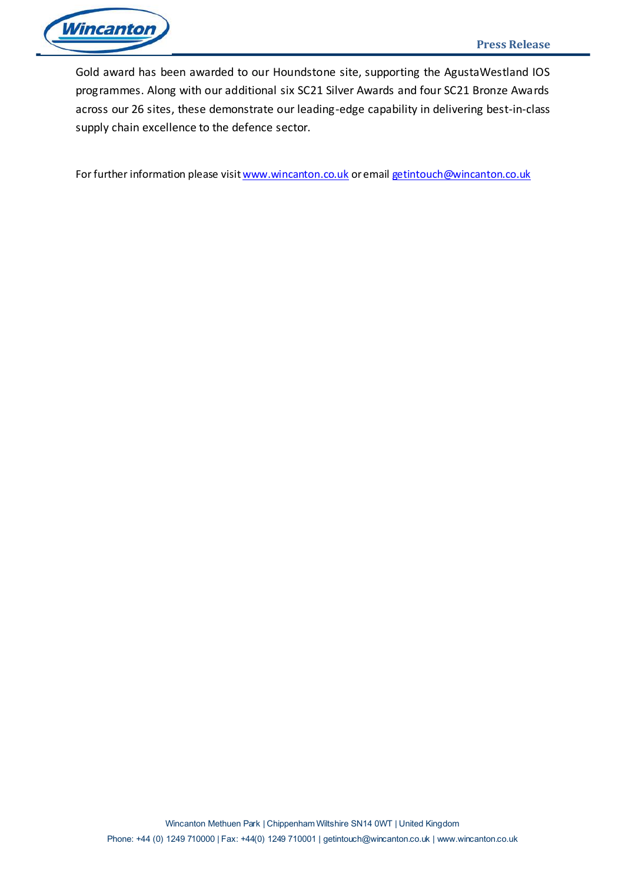Gold award has been awarded to our Houndstone site, supporting the AgustaWestland IOS programmes. Along with our additional six SC21 Silver Awards and four SC21 Bronze Awards across our 26 sites, these demonstrate our leading-edge capability in delivering best-in-class supply chain excellence to the defence sector.

For further information please visit [www.wincanton.co.uk](http://www.wincanton.co.uk) or email [getintouch@wincanton.co.uk](mailto:getintouch@wincanton.co.uk)